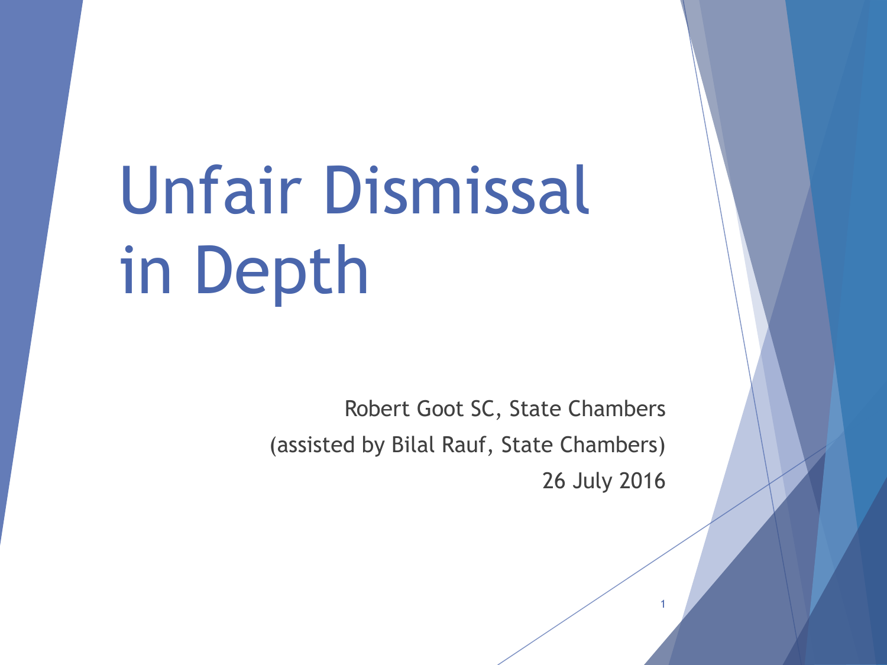# Unfair Dismissal in Depth

Robert Goot SC, State Chambers

(assisted by Bilal Rauf, State Chambers)

26 July 2016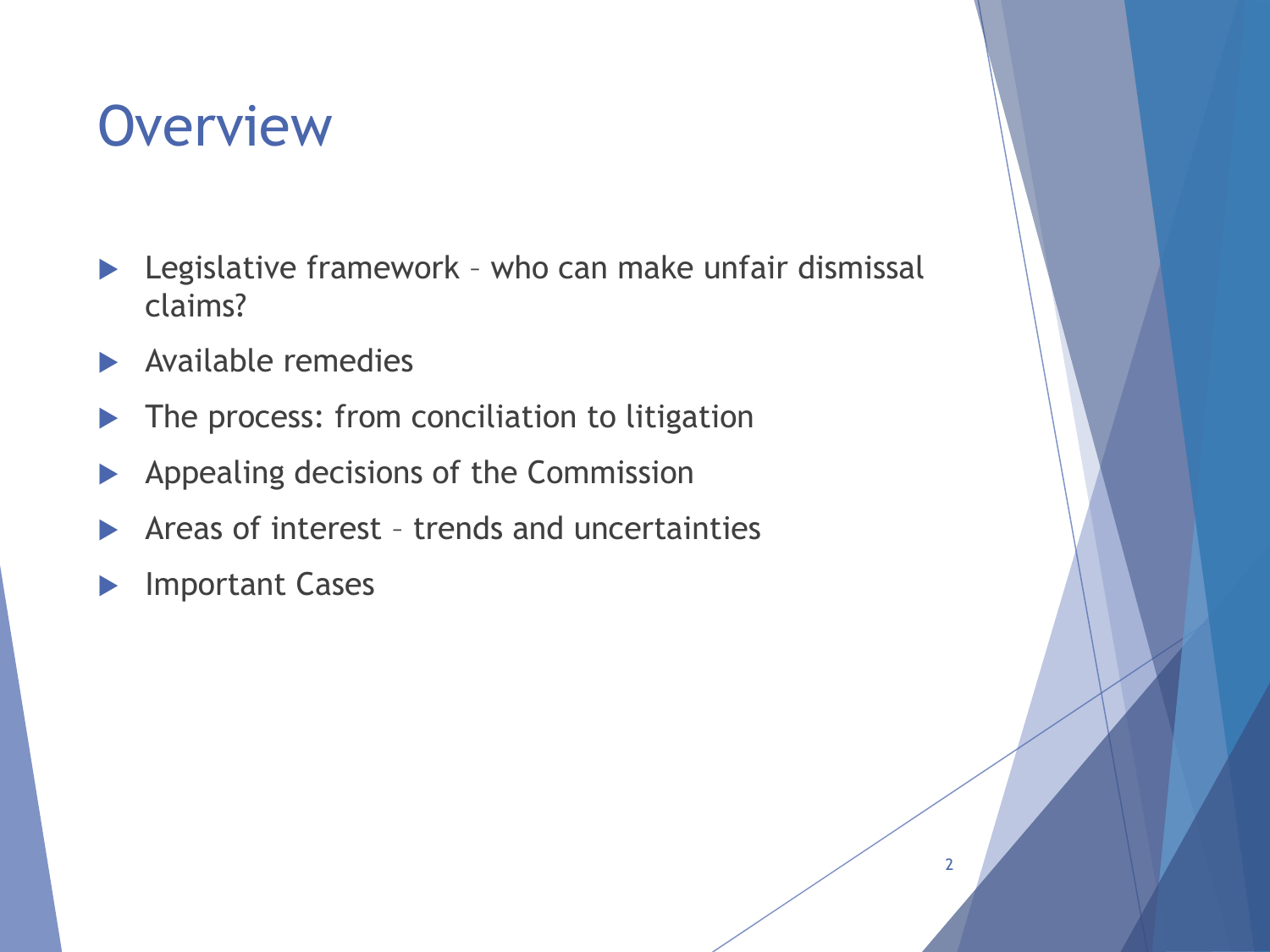# Overview

- Legislative framework – who can make unfair dismissal claims?
- Available remedies
- The process: from conciliation to litigation
- Appealing decisions of the Commission
- Areas of interest – trends and uncertainties
- Important Cases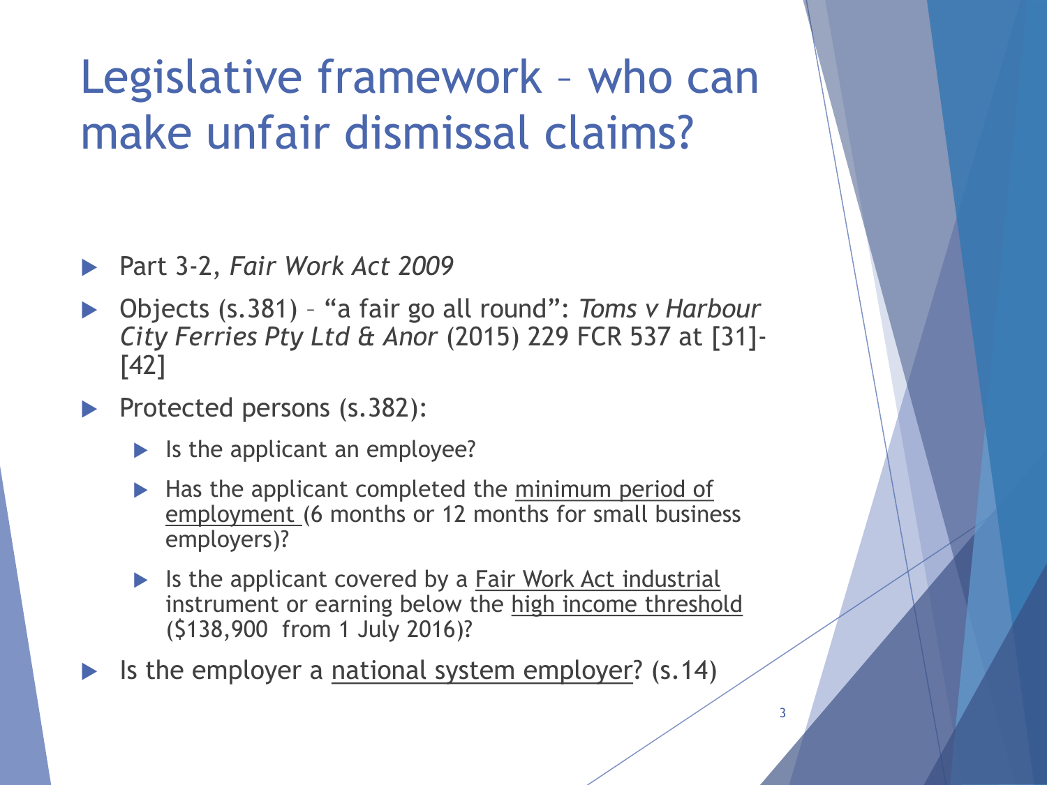# Legislative framework – who can make unfair dismissal claims?

- Part 3-2, *Fair Work Act 2009*
- Objects (s.381) – "a fair go all round": *Toms v Harbour City Ferries Pty Ltd & Anor* (2015) 229 FCR 537 at [31]-[42]
- Protected persons (s.382):
  - Is the applicant an employee?
  - Has the applicant completed the <u>minimum period of employment</u> (6 months or 12 months for small business employers)?
  - Is the applicant covered by a <u>Fair Work Act industrial</u> instrument or earning below the <u>high income threshold</u> ($138,900 from 1 July 2016)?
- Is the employer a <u>national system employer</u>? (s.14)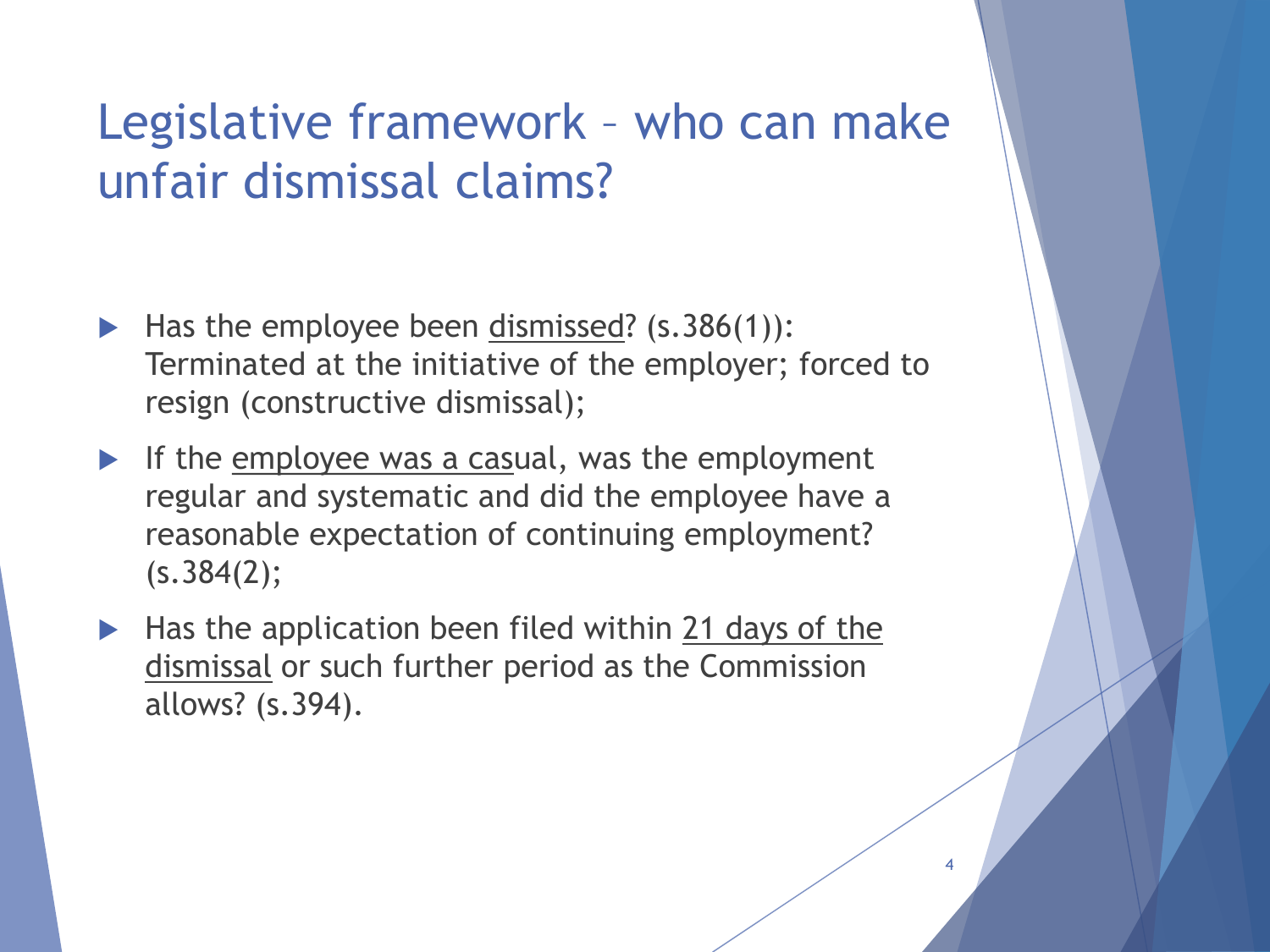# Legislative framework – who can make unfair dismissal claims?

- Has the employee been dismissed? (s.386(1)): Terminated at the initiative of the employer; forced to resign (constructive dismissal);
- If the employee was a casual, was the employment regular and systematic and did the employee have a reasonable expectation of continuing employment? (s.384(2);
- Has the application been filed within 21 days of the dismissal or such further period as the Commission allows? (s.394).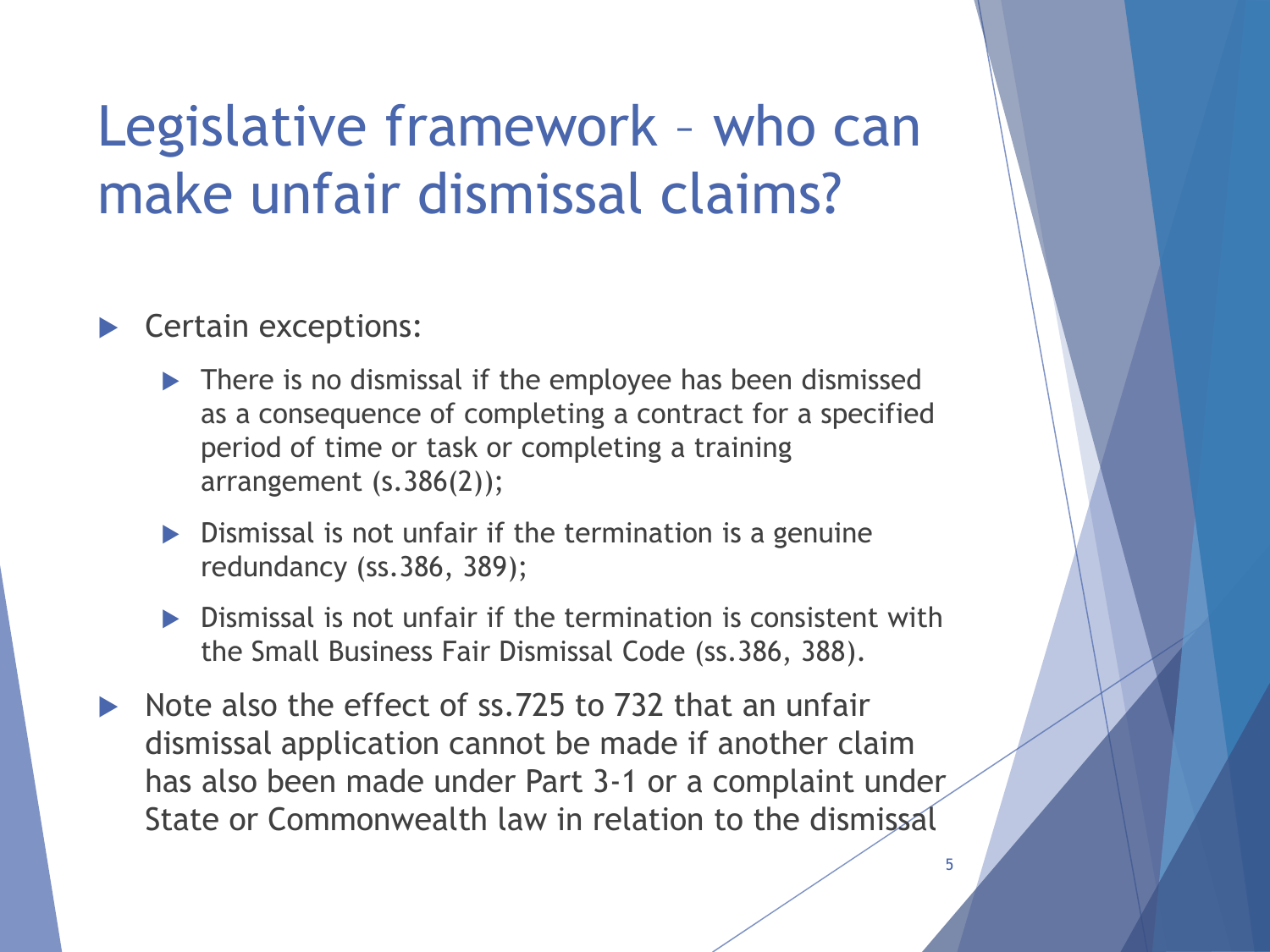# Legislative framework – who can make unfair dismissal claims?

- Certain exceptions:
  - There is no dismissal if the employee has been dismissed as a consequence of completing a contract for a specified period of time or task or completing a training arrangement (s.386(2));
  - Dismissal is not unfair if the termination is a genuine redundancy (ss.386, 389);
  - Dismissal is not unfair if the termination is consistent with the Small Business Fair Dismissal Code (ss.386, 388).
- Note also the effect of ss.725 to 732 that an unfair dismissal application cannot be made if another claim has also been made under Part 3-1 or a complaint under State or Commonwealth law in relation to the dismissal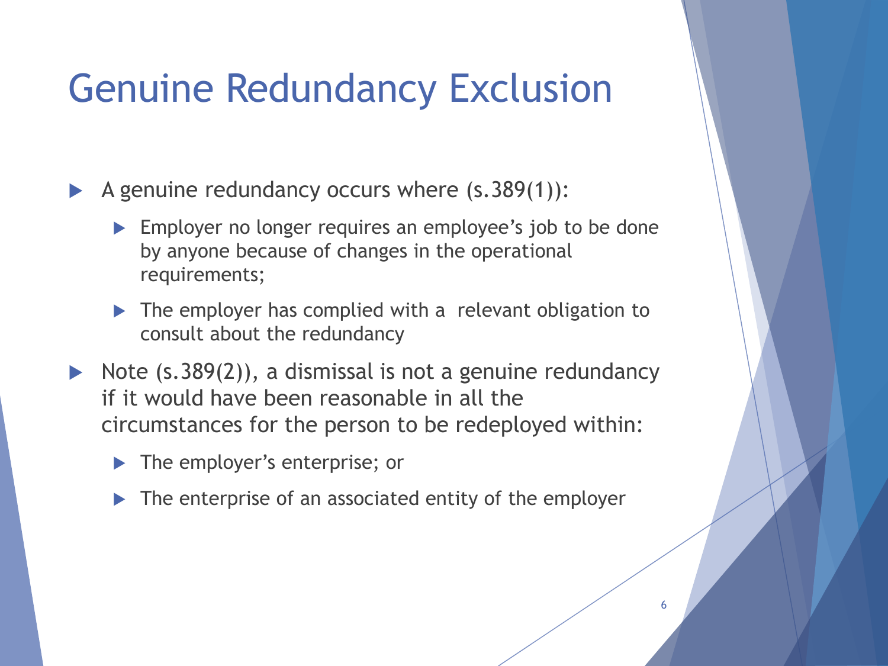# Genuine Redundancy Exclusion

- A genuine redundancy occurs where (s.389(1)):
  - Employer no longer requires an employee's job to be done by anyone because of changes in the operational requirements;
  - The employer has complied with a relevant obligation to consult about the redundancy
- Note (s.389(2)), a dismissal is not a genuine redundancy if it would have been reasonable in all the circumstances for the person to be redeployed within:
  - The employer's enterprise; or
  - The enterprise of an associated entity of the employer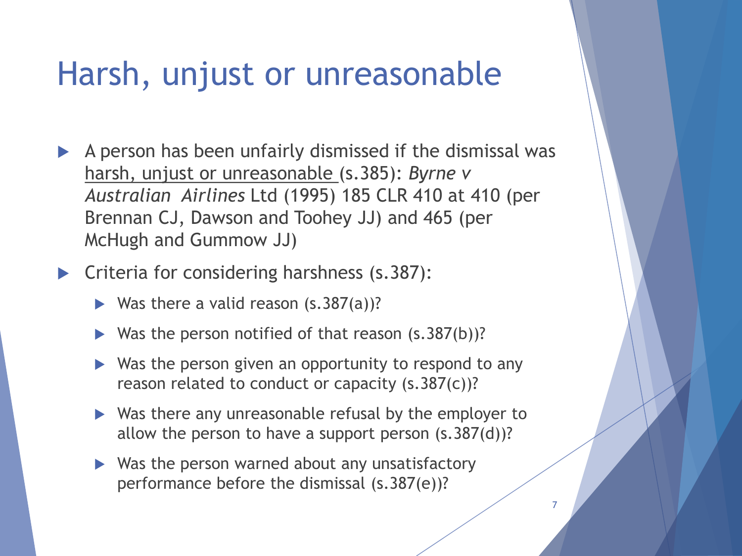# Harsh, unjust or unreasonable

- A person has been unfairly dismissed if the dismissal was harsh, unjust or unreasonable (s.385): *Byrne v Australian Airlines* Ltd (1995) 185 CLR 410 at 410 (per Brennan CJ, Dawson and Toohey JJ) and 465 (per McHugh and Gummow JJ)
- Criteria for considering harshness (s.387):
  - Was there a valid reason (s.387(a))?
  - Was the person notified of that reason (s.387(b))?
  - Was the person given an opportunity to respond to any reason related to conduct or capacity (s.387(c))?
  - Was there any unreasonable refusal by the employer to allow the person to have a support person (s.387(d))?
  - Was the person warned about any unsatisfactory performance before the dismissal (s.387(e))?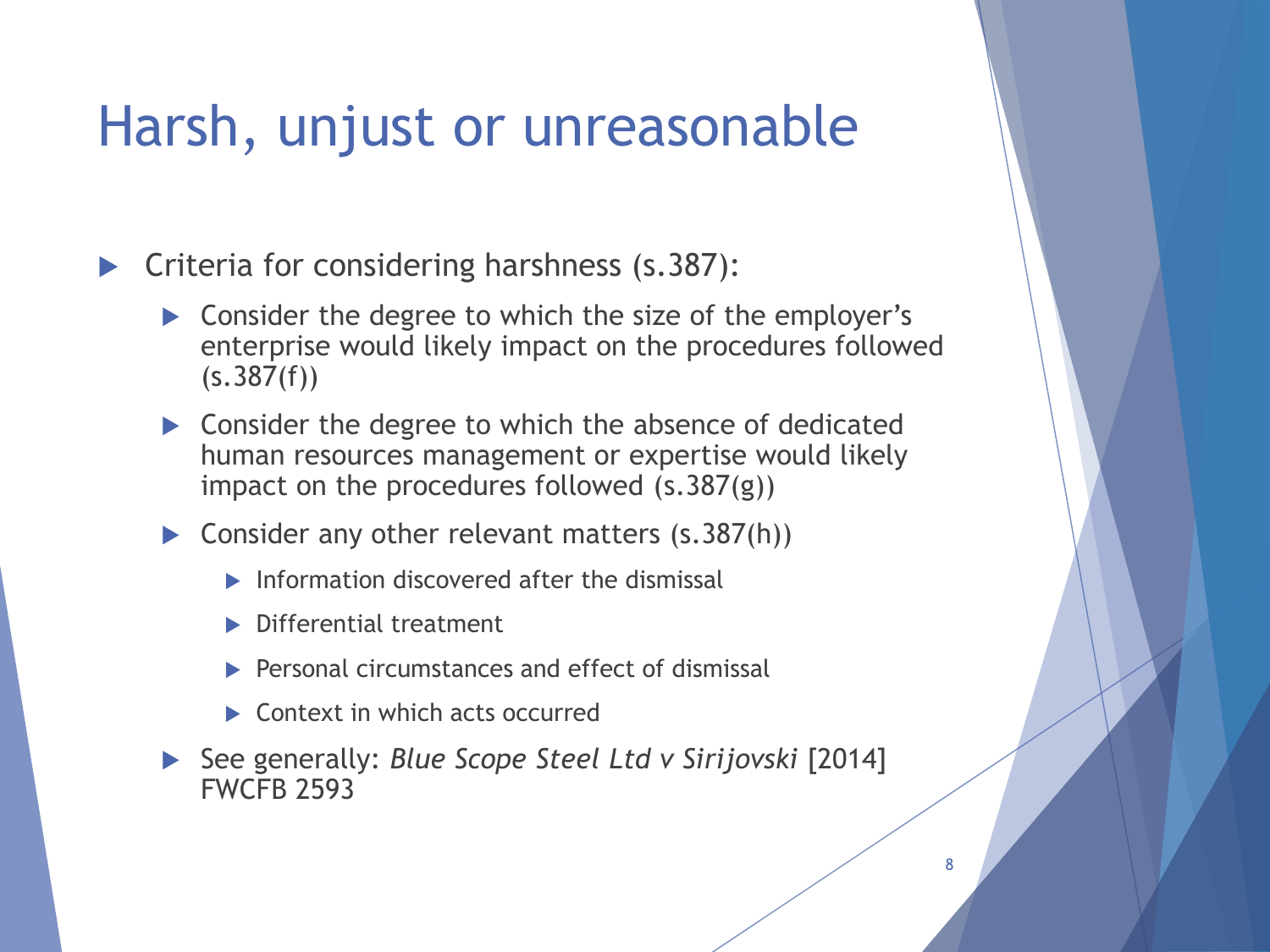# Harsh, unjust or unreasonable

- Criteria for considering harshness (s.387):
  - Consider the degree to which the size of the employer's enterprise would likely impact on the procedures followed (s.387(f))
  - Consider the degree to which the absence of dedicated human resources management or expertise would likely impact on the procedures followed (s.387(g))
  - Consider any other relevant matters (s.387(h))
    - Information discovered after the dismissal
    - Differential treatment
    - Personal circumstances and effect of dismissal
    - Context in which acts occurred
  - See generally: *Blue Scope Steel Ltd v Sirijovski* [2014] FWCFB 2593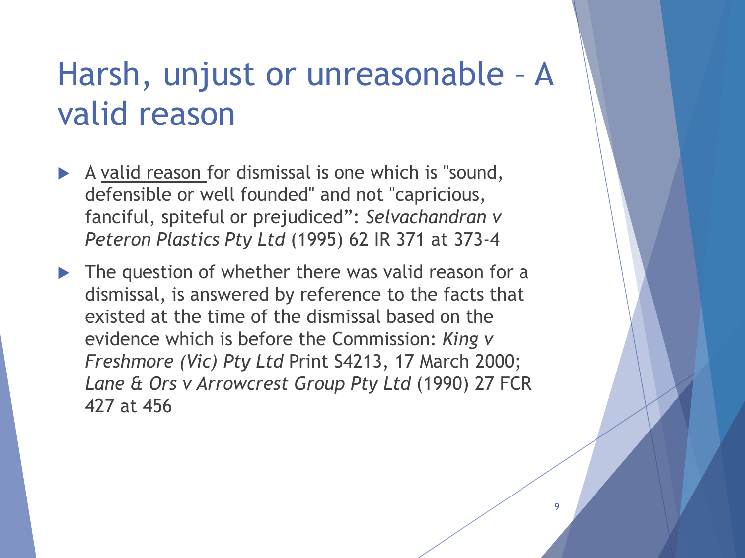# Harsh, unjust or unreasonable – A valid reason

- A <u>valid reason</u> for dismissal is one which is "sound, defensible or well founded" and not "capricious, fanciful, spiteful or prejudiced": *Selvachandran v Peteron Plastics Pty Ltd* (1995) 62 IR 371 at 373-4
- The question of whether there was valid reason for a dismissal, is answered by reference to the facts that existed at the time of the dismissal based on the evidence which is before the Commission: *King v Freshmore (Vic) Pty Ltd* Print S4213, 17 March 2000; *Lane & Ors v Arrowcrest Group Pty Ltd* (1990) 27 FCR 427 at 456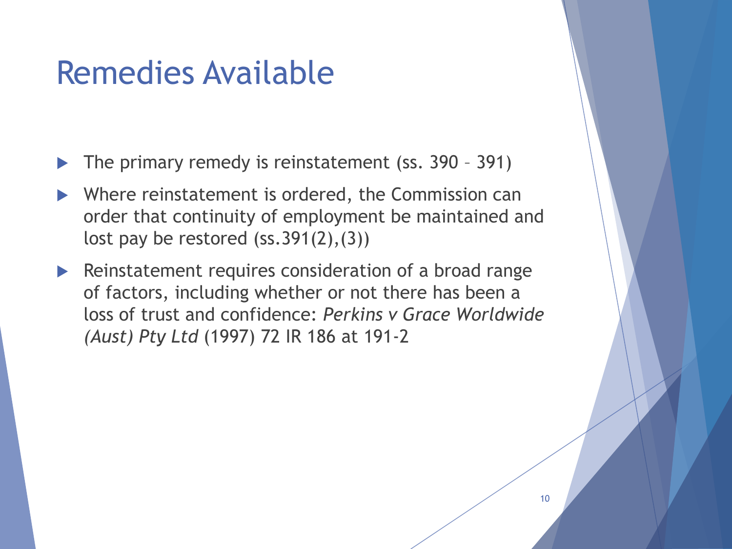# Remedies Available

- The primary remedy is reinstatement (ss. 390 – 391)
- Where reinstatement is ordered, the Commission can order that continuity of employment be maintained and lost pay be restored (ss.391(2),(3))
- Reinstatement requires consideration of a broad range of factors, including whether or not there has been a loss of trust and confidence: *Perkins v Grace Worldwide (Aust) Pty Ltd* (1997) 72 IR 186 at 191-2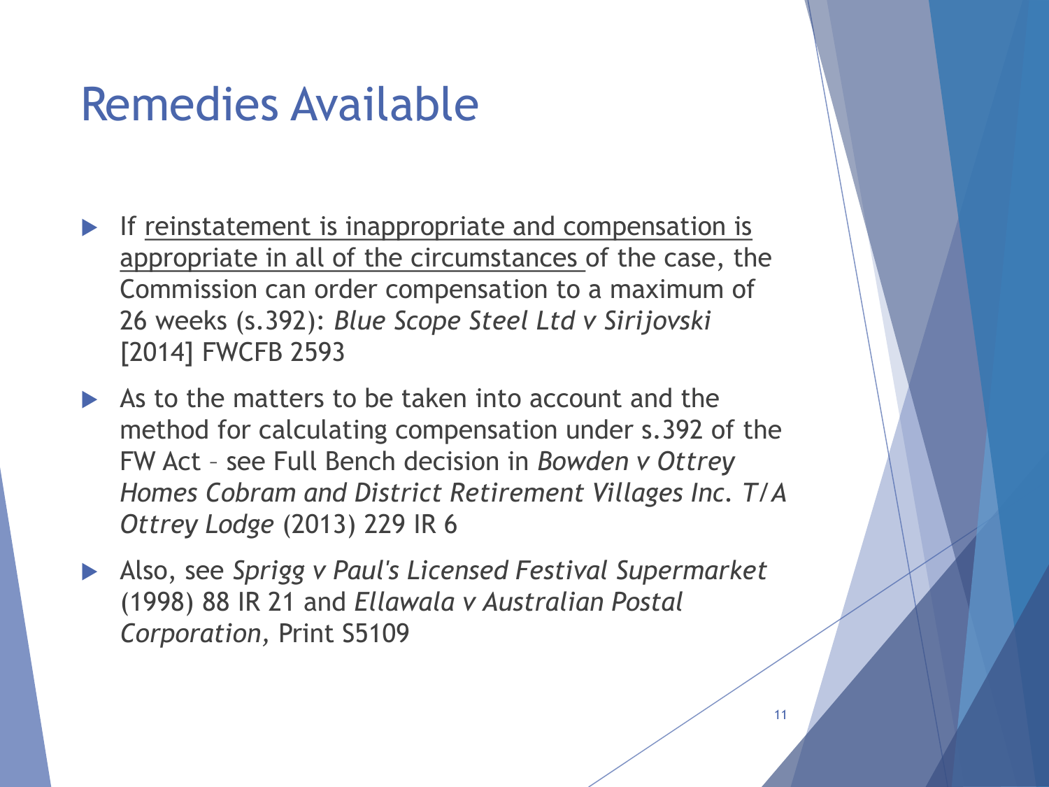# Remedies Available

- If <u>reinstatement is inappropriate and compensation is appropriate in all of the circumstances</u> of the case, the Commission can order compensation to a maximum of 26 weeks (s.392): *Blue Scope Steel Ltd v Sirijovski* [2014] FWCFB 2593
- As to the matters to be taken into account and the method for calculating compensation under s.392 of the FW Act – see Full Bench decision in *Bowden v Ottrey Homes Cobram and District Retirement Villages Inc. T/A Ottrey Lodge* (2013) 229 IR 6
- Also, see *Sprigg v Paul's Licensed Festival Supermarket* (1998) 88 IR 21 and *Ellawala v Australian Postal Corporation,* Print S5109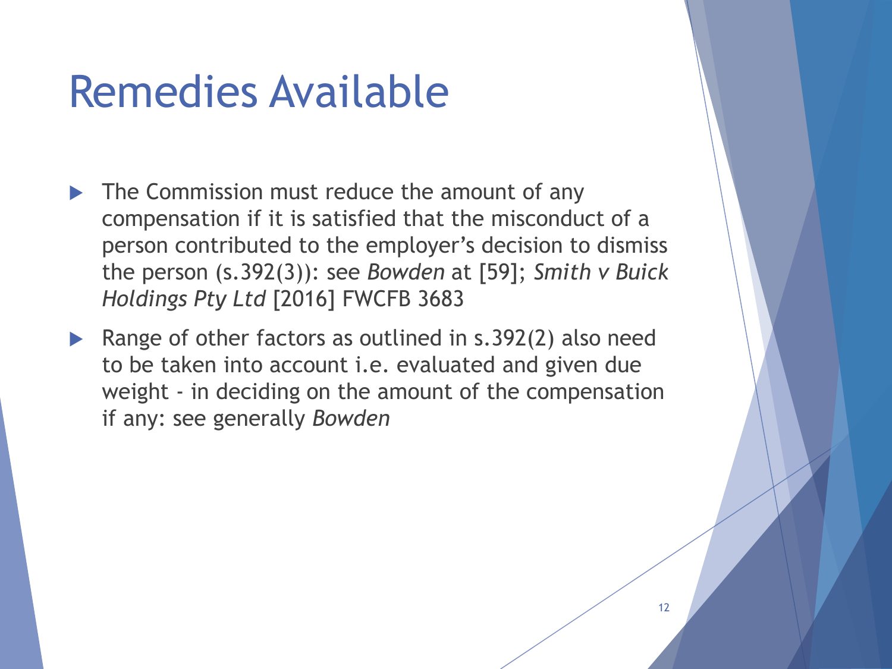# Remedies Available

- The Commission must reduce the amount of any compensation if it is satisfied that the misconduct of a person contributed to the employer's decision to dismiss the person (s.392(3)): see *Bowden* at [59]; *Smith v Buick Holdings Pty Ltd* [2016] FWCFB 3683
- Range of other factors as outlined in s.392(2) also need to be taken into account i.e. evaluated and given due weight - in deciding on the amount of the compensation if any: see generally *Bowden*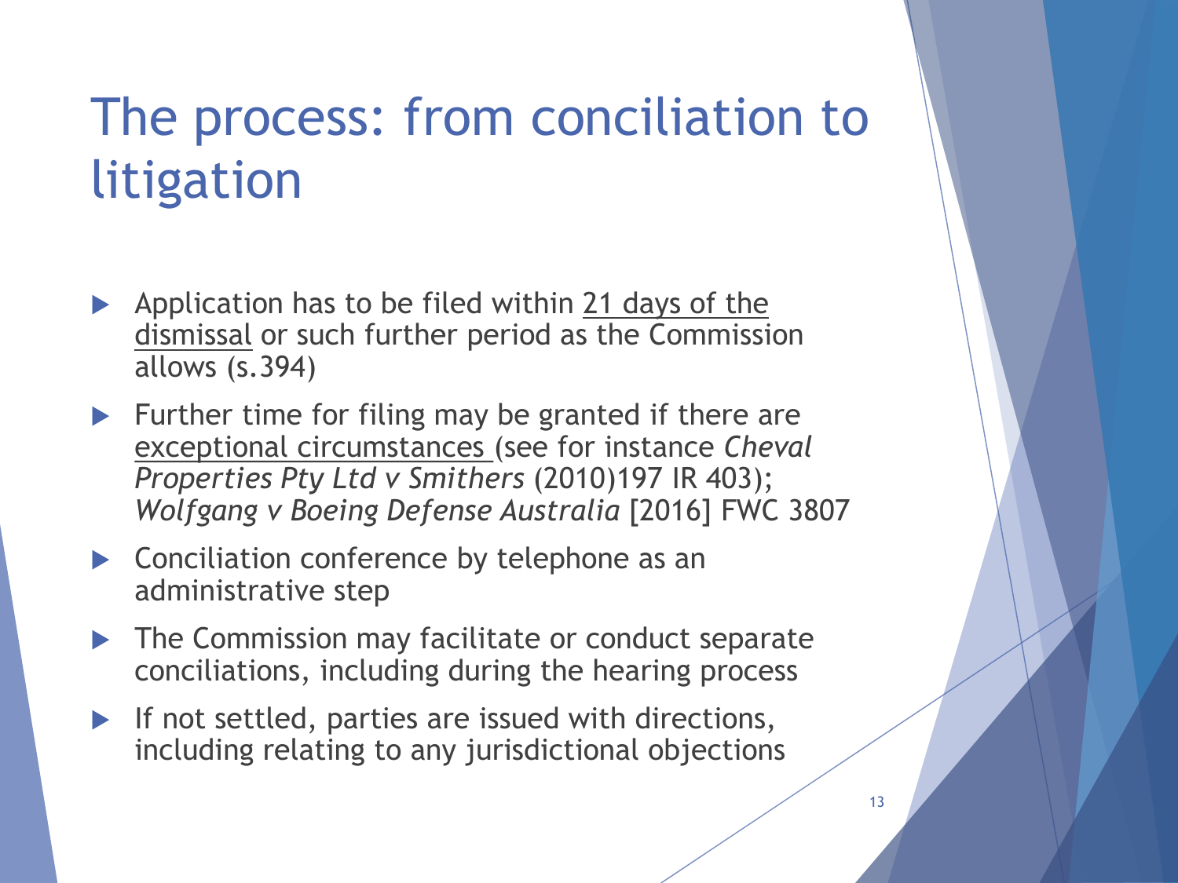# The process: from conciliation to litigation

- Application has to be filed within <u>21 days of the dismissal</u> or such further period as the Commission allows (s.394)
- Further time for filing may be granted if there are <u>exceptional circumstances</u> (see for instance *Cheval Properties Pty Ltd v Smithers* (2010)197 IR 403); *Wolfgang v Boeing Defense Australia* [2016] FWC 3807
- Conciliation conference by telephone as an administrative step
- The Commission may facilitate or conduct separate conciliations, including during the hearing process
- If not settled, parties are issued with directions, including relating to any jurisdictional objections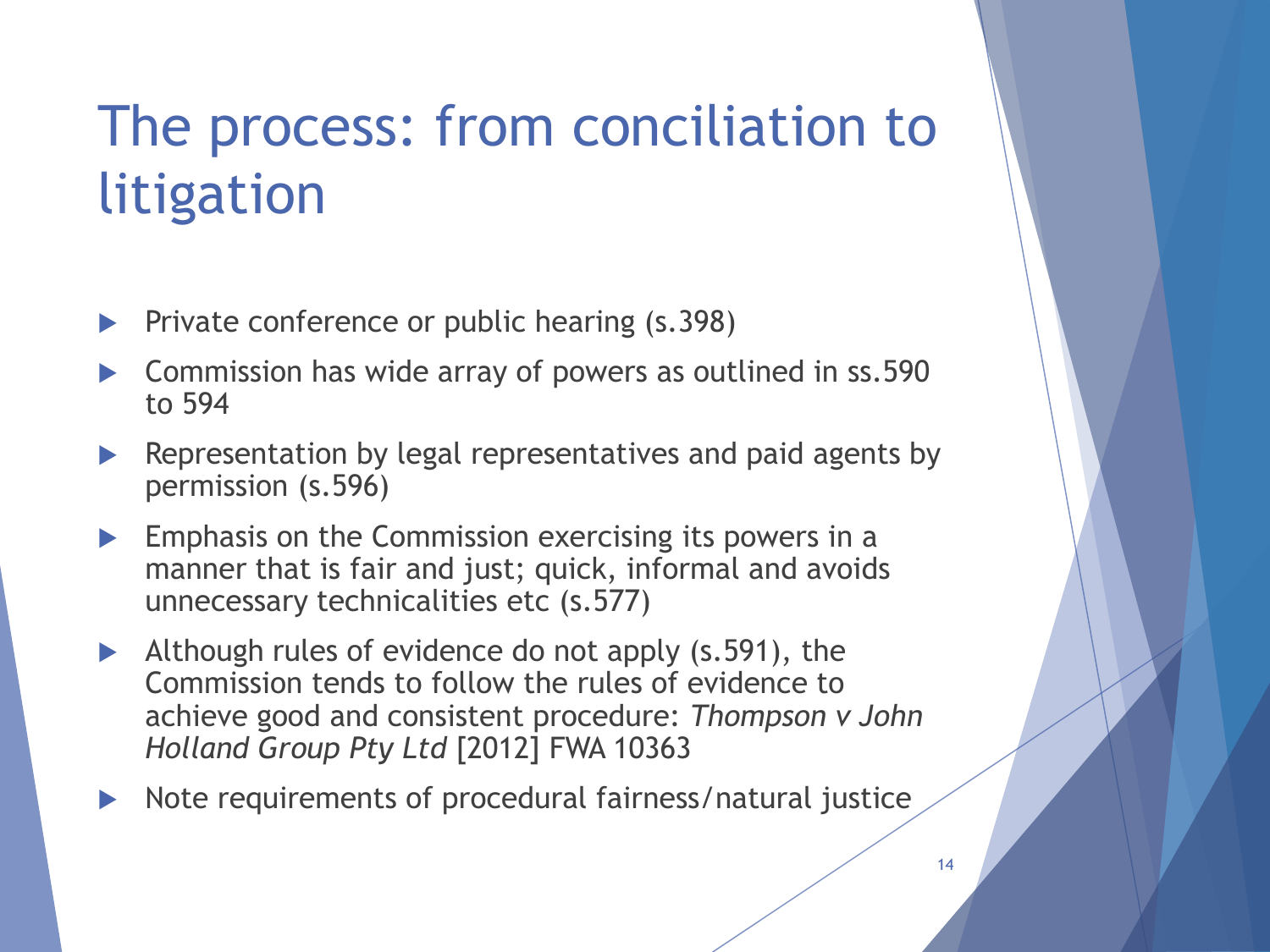# The process: from conciliation to litigation

- Private conference or public hearing (s.398)
- Commission has wide array of powers as outlined in ss.590 to 594
- Representation by legal representatives and paid agents by permission (s.596)
- Emphasis on the Commission exercising its powers in a manner that is fair and just; quick, informal and avoids unnecessary technicalities etc (s.577)
- Although rules of evidence do not apply (s.591), the Commission tends to follow the rules of evidence to achieve good and consistent procedure: *Thompson v John Holland Group Pty Ltd* [2012] FWA 10363
- Note requirements of procedural fairness/natural justice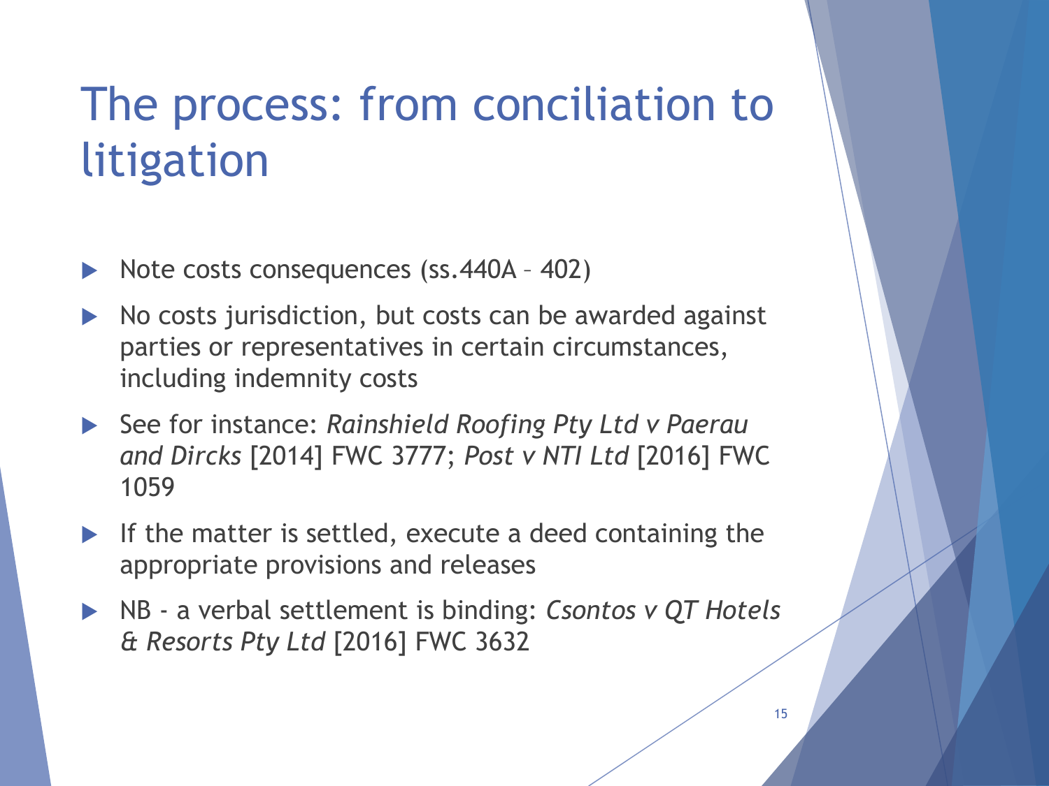# The process: from conciliation to litigation

- Note costs consequences (ss.440A – 402)
- No costs jurisdiction, but costs can be awarded against parties or representatives in certain circumstances, including indemnity costs
- See for instance: *Rainshield Roofing Pty Ltd v Paerau and Dircks* [2014] FWC 3777; *Post v NTI Ltd* [2016] FWC 1059
- If the matter is settled, execute a deed containing the appropriate provisions and releases
- NB - a verbal settlement is binding: *Csontos v QT Hotels & Resorts Pty Ltd* [2016] FWC 3632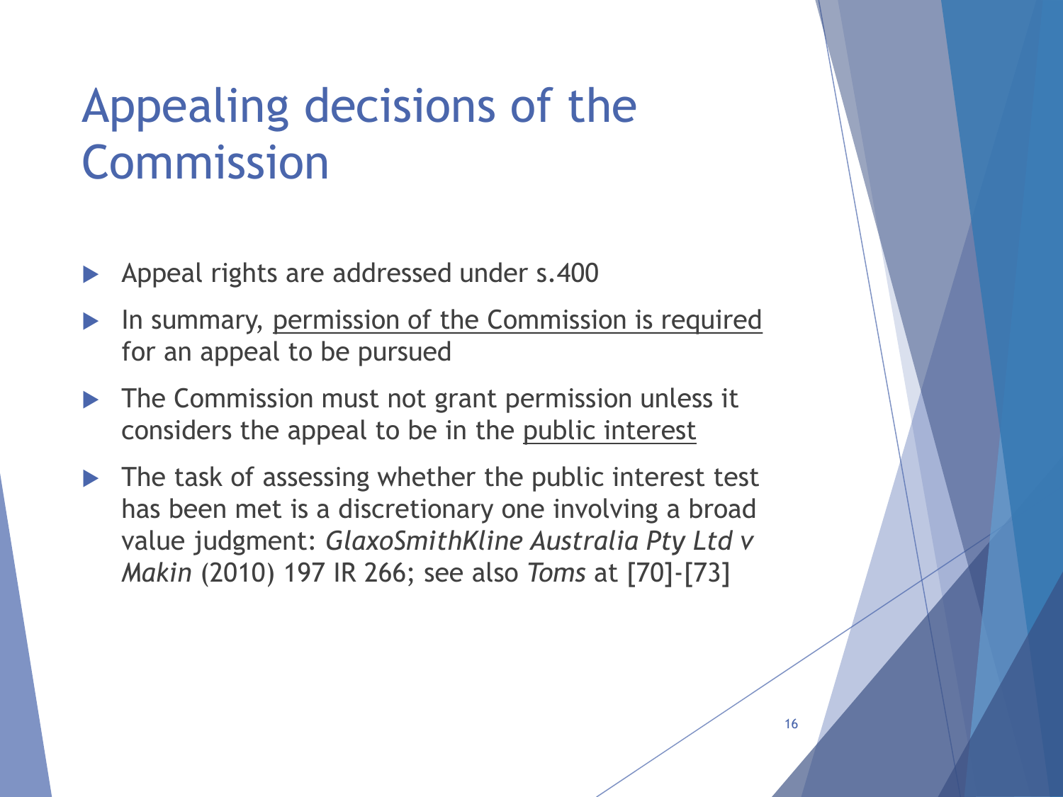# Appealing decisions of the Commission

- Appeal rights are addressed under s.400
- In summary, <u>permission of the Commission is required</u> for an appeal to be pursued
- The Commission must not grant permission unless it considers the appeal to be in the <u>public interest</u>
- The task of assessing whether the public interest test has been met is a discretionary one involving a broad value judgment: *GlaxoSmithKline Australia Pty Ltd v Makin* (2010) 197 IR 266; see also *Toms* at [70]-[73]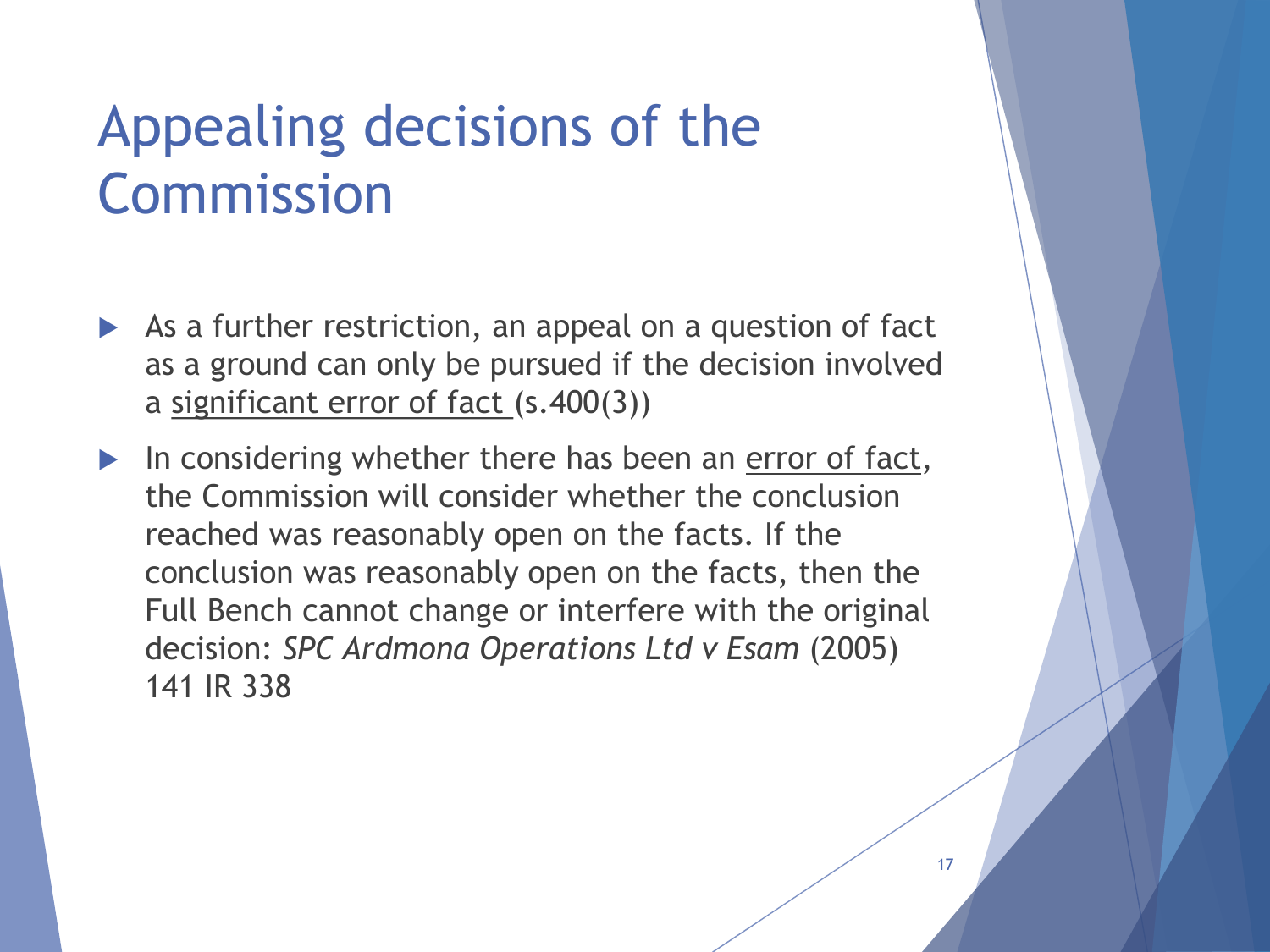# Appealing decisions of the Commission

- As a further restriction, an appeal on a question of fact as a ground can only be pursued if the decision involved a <u>significant error of fact</u> (s.400(3))
- In considering whether there has been an <u>error of fact</u>, the Commission will consider whether the conclusion reached was reasonably open on the facts. If the conclusion was reasonably open on the facts, then the Full Bench cannot change or interfere with the original decision: *SPC Ardmona Operations Ltd v Esam* (2005) 141 IR 338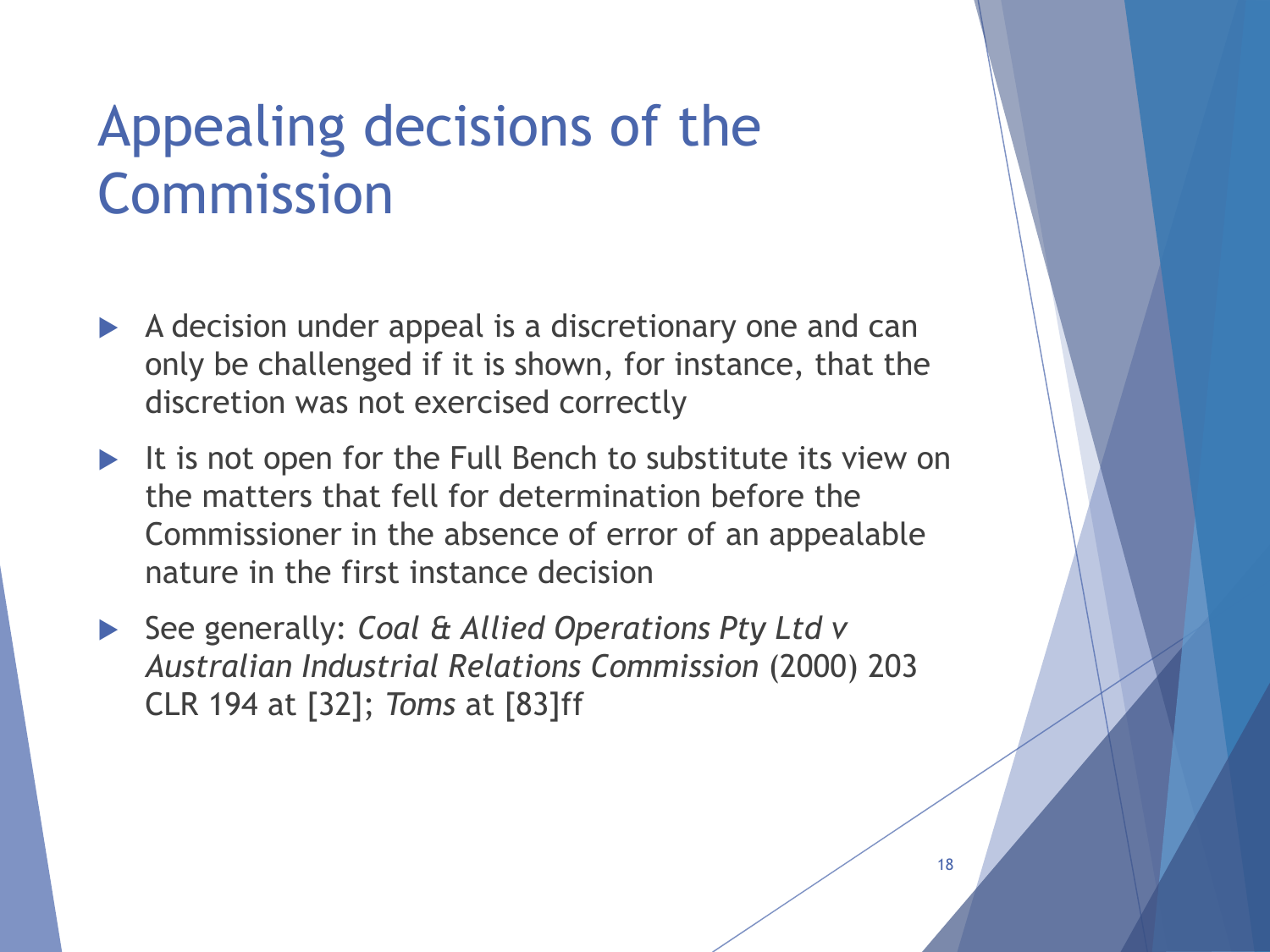# Appealing decisions of the Commission

- A decision under appeal is a discretionary one and can only be challenged if it is shown, for instance, that the discretion was not exercised correctly
- It is not open for the Full Bench to substitute its view on the matters that fell for determination before the Commissioner in the absence of error of an appealable nature in the first instance decision
- See generally: *Coal & Allied Operations Pty Ltd v Australian Industrial Relations Commission* (2000) 203 CLR 194 at [32]; *Toms* at [83]ff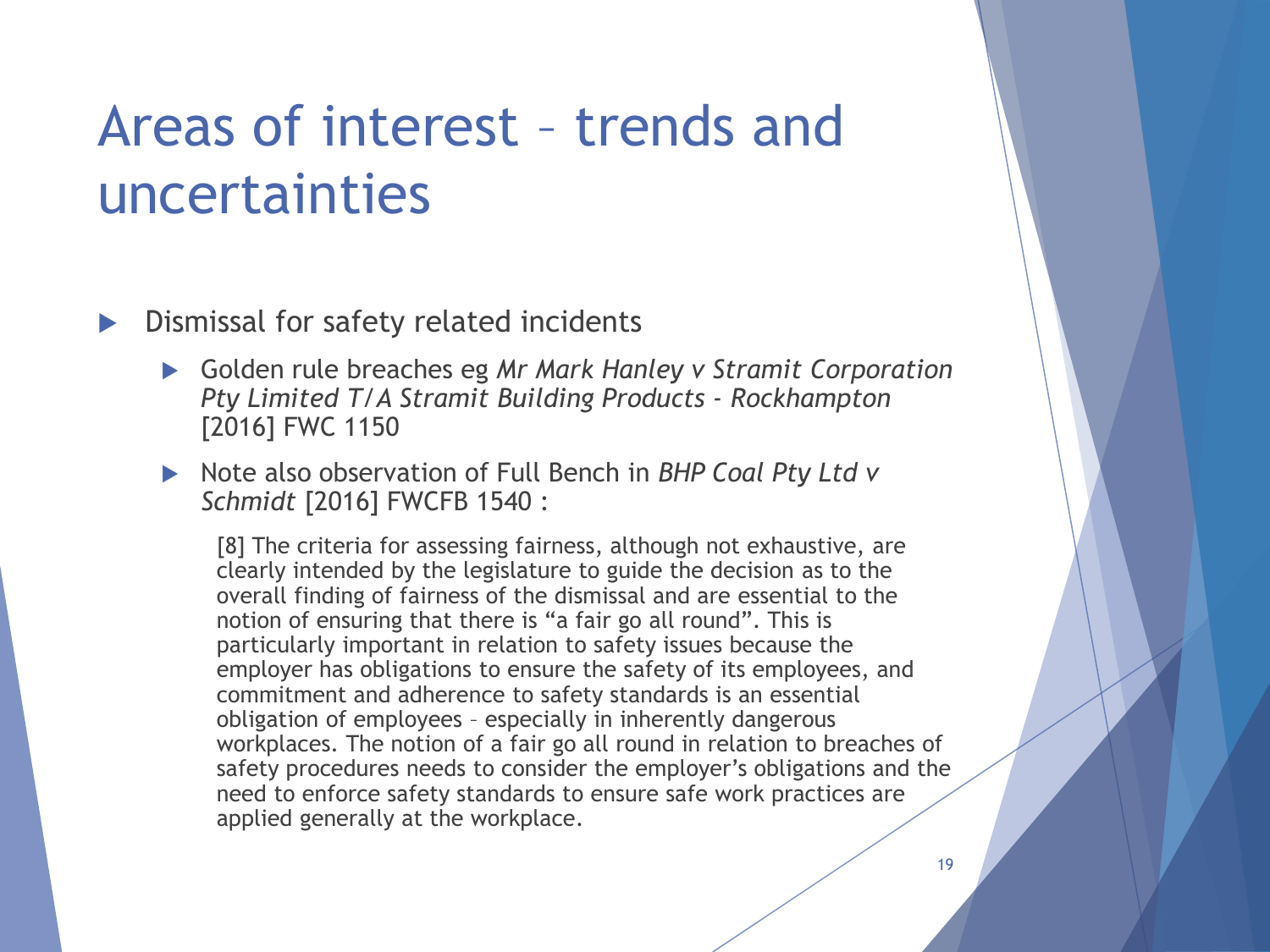# Areas of interest – trends and uncertainties

- Dismissal for safety related incidents
  - Golden rule breaches eg *Mr Mark Hanley v Stramit Corporation Pty Limited T/A Stramit Building Products - Rockhampton* [2016] FWC 1150
  - Note also observation of Full Bench in *BHP Coal Pty Ltd v Schmidt* [2016] FWCFB 1540 :

    [8] The criteria for assessing fairness, although not exhaustive, are clearly intended by the legislature to guide the decision as to the overall finding of fairness of the dismissal and are essential to the notion of ensuring that there is "a fair go all round". This is particularly important in relation to safety issues because the employer has obligations to ensure the safety of its employees, and commitment and adherence to safety standards is an essential obligation of employees – especially in inherently dangerous workplaces. The notion of a fair go all round in relation to breaches of safety procedures needs to consider the employer's obligations and the need to enforce safety standards to ensure safe work practices are applied generally at the workplace.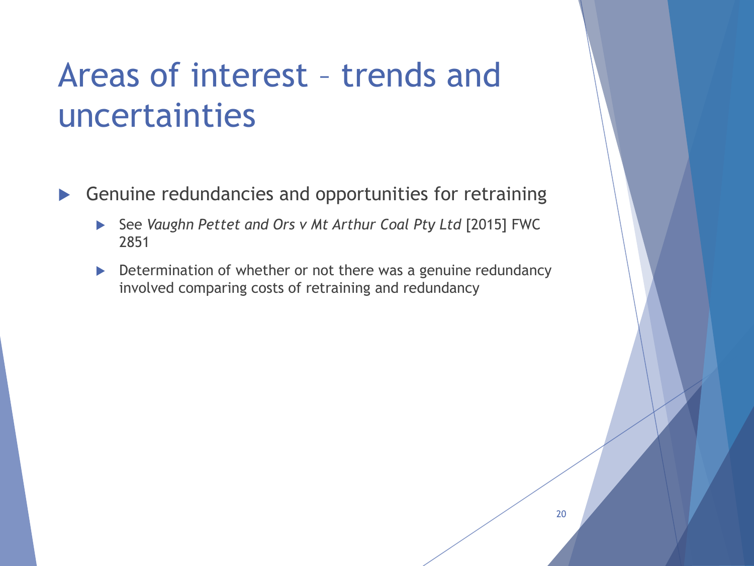# Areas of interest – trends and uncertainties

- Genuine redundancies and opportunities for retraining
  - See *Vaughn Pettet and Ors v Mt Arthur Coal Pty Ltd* [2015] FWC 2851
  - Determination of whether or not there was a genuine redundancy involved comparing costs of retraining and redundancy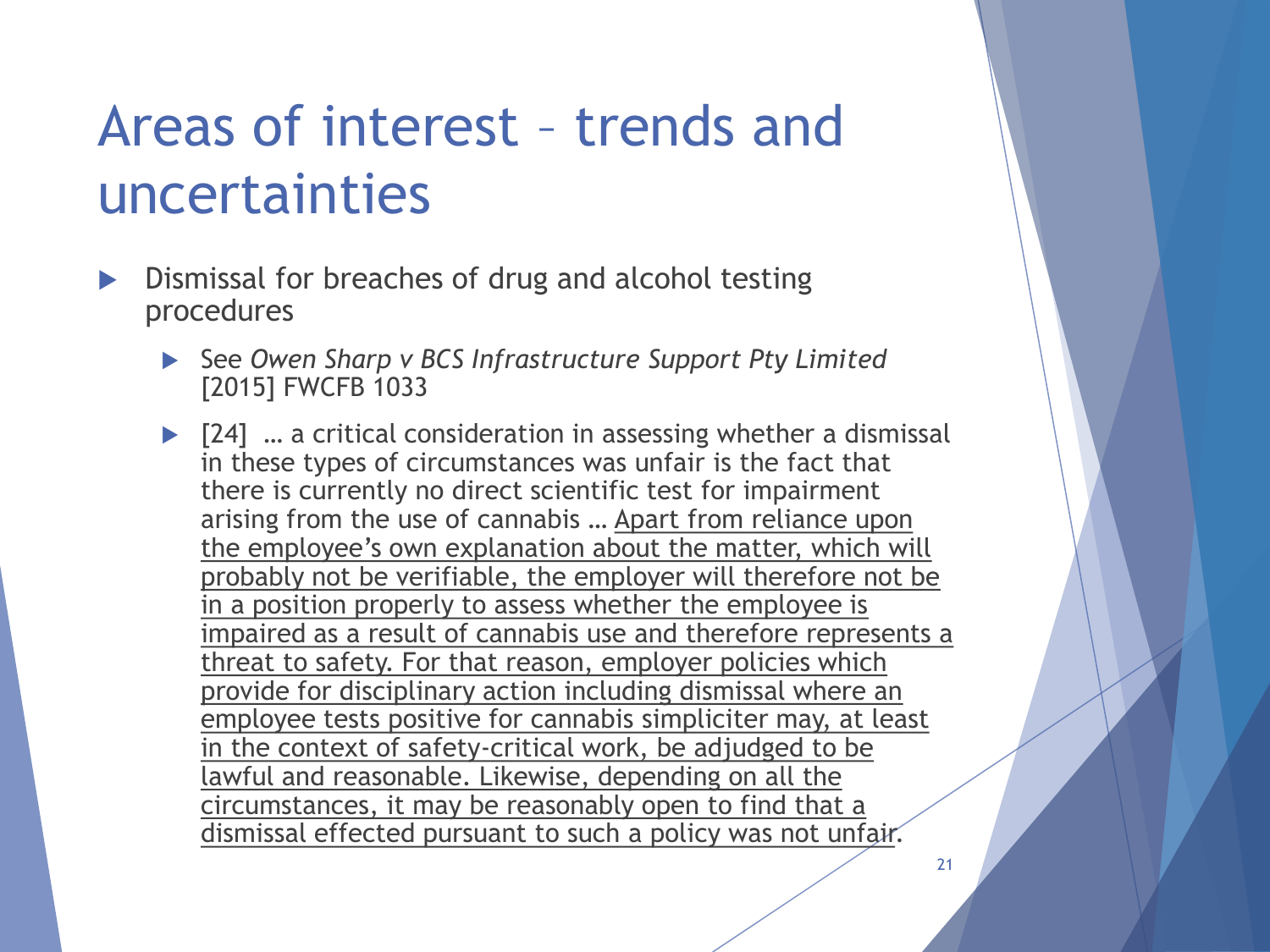# Areas of interest – trends and uncertainties

- Dismissal for breaches of drug and alcohol testing procedures
  - See *Owen Sharp v BCS Infrastructure Support Pty Limited* [2015] FWCFB 1033
  - [24] … a critical consideration in assessing whether a dismissal in these types of circumstances was unfair is the fact that there is currently no direct scientific test for impairment arising from the use of cannabis … <u>Apart from reliance upon the employee's own explanation about the matter, which will probably not be verifiable, the employer will therefore not be in a position properly to assess whether the employee is impaired as a result of cannabis use and therefore represents a threat to safety. For that reason, employer policies which provide for disciplinary action including dismissal where an employee tests positive for cannabis simpliciter may, at least in the context of safety-critical work, be adjudged to be lawful and reasonable. Likewise, depending on all the circumstances, it may be reasonably open to find that a dismissal effected pursuant to such a policy was not unfair</u>.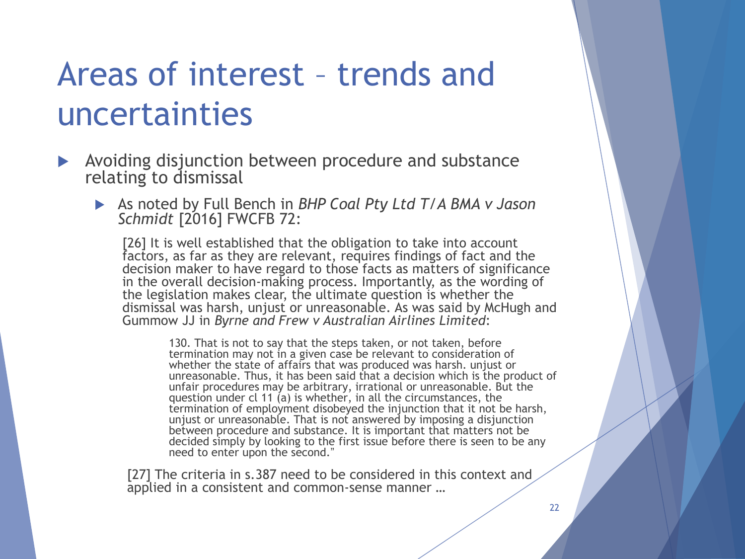# Areas of interest – trends and uncertainties

- Avoiding disjunction between procedure and substance relating to dismissal
  - As noted by Full Bench in *BHP Coal Pty Ltd T/A BMA v Jason Schmidt* [2016] FWCFB 72:

> [26] It is well established that the obligation to take into account factors, as far as they are relevant, requires findings of fact and the decision maker to have regard to those facts as matters of significance in the overall decision-making process. Importantly, as the wording of the legislation makes clear, the ultimate question is whether the dismissal was harsh, unjust or unreasonable. As was said by McHugh and Gummow JJ in *Byrne and Frew v Australian Airlines Limited*:
>
> > 130. That is not to say that the steps taken, or not taken, before termination may not in a given case be relevant to consideration of whether the state of affairs that was produced was harsh. unjust or unreasonable. Thus, it has been said that a decision which is the product of unfair procedures may be arbitrary, irrational or unreasonable. But the question under cl 11 (a) is whether, in all the circumstances, the termination of employment disobeyed the injunction that it not be harsh, unjust or unreasonable. That is not answered by imposing a disjunction between procedure and substance. It is important that matters not be decided simply by looking to the first issue before there is seen to be any need to enter upon the second."
>
> [27] The criteria in s.387 need to be considered in this context and applied in a consistent and common-sense manner …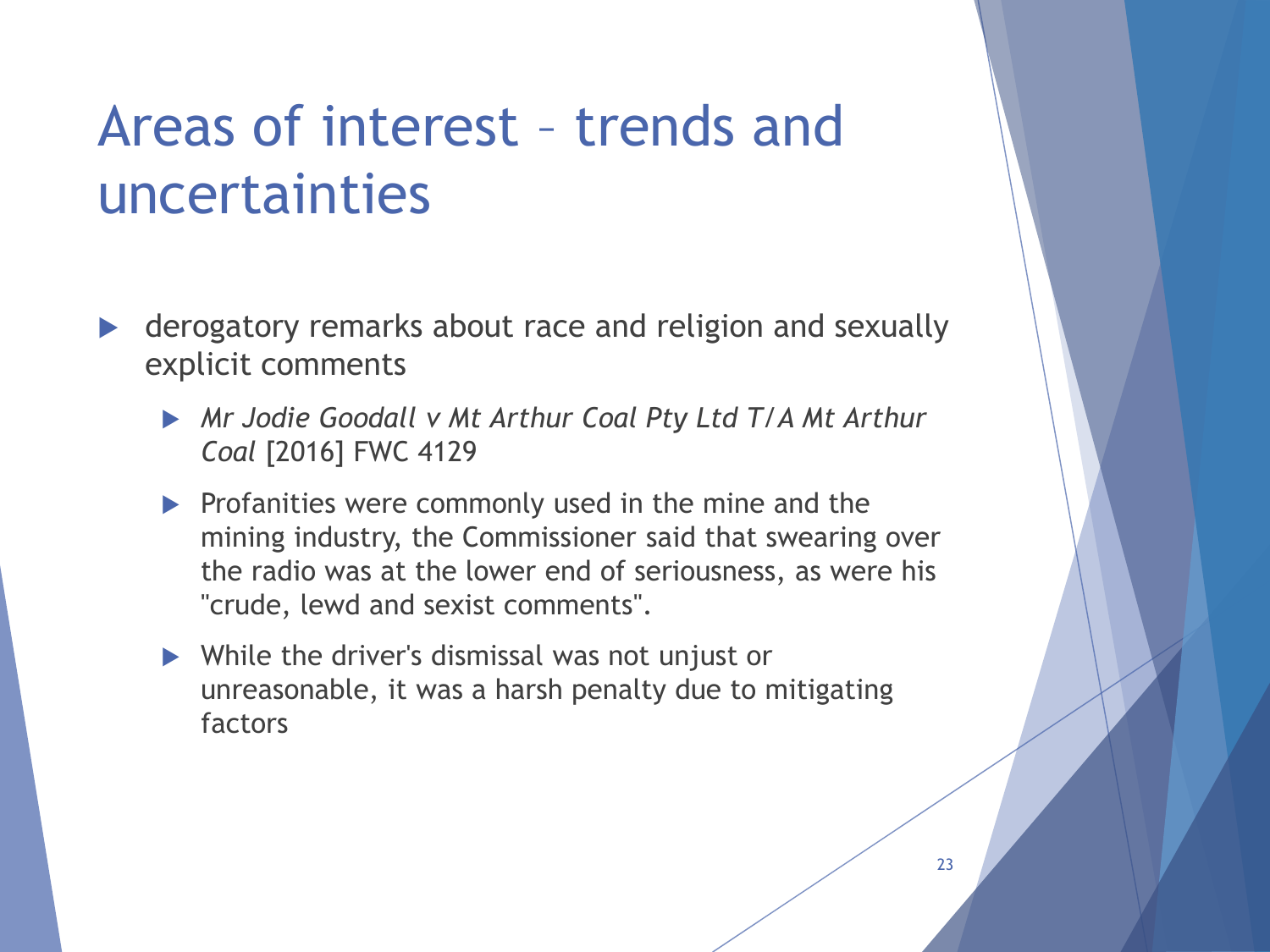# Areas of interest – trends and uncertainties

- derogatory remarks about race and religion and sexually explicit comments
  - *Mr Jodie Goodall v Mt Arthur Coal Pty Ltd T/A Mt Arthur Coal* [2016] FWC 4129
  - Profanities were commonly used in the mine and the mining industry, the Commissioner said that swearing over the radio was at the lower end of seriousness, as were his "crude, lewd and sexist comments".
  - While the driver's dismissal was not unjust or unreasonable, it was a harsh penalty due to mitigating factors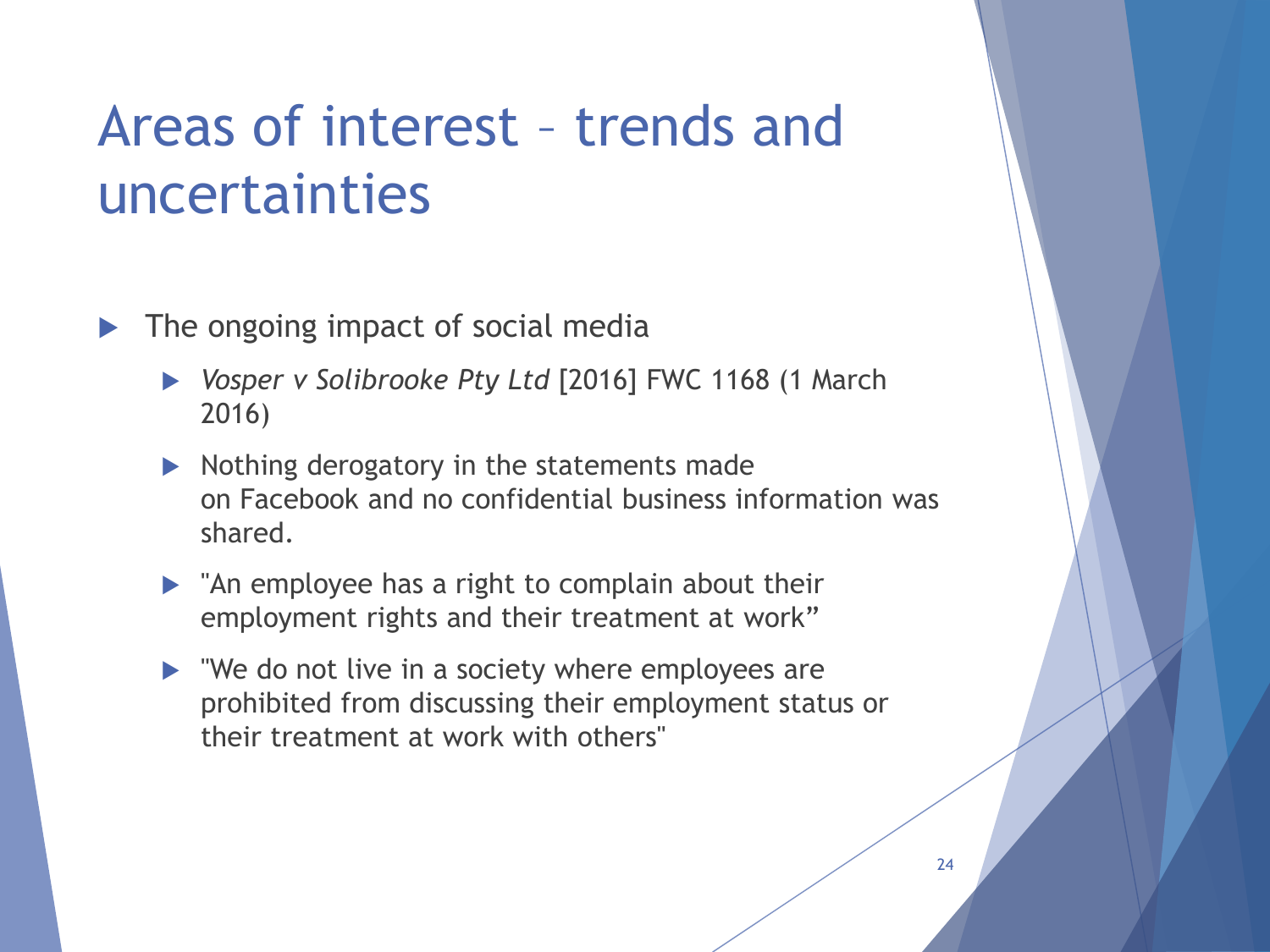# Areas of interest – trends and uncertainties

- The ongoing impact of social media
  - *Vosper v Solibrooke Pty Ltd* [2016] FWC 1168 (1 March 2016)
  - Nothing derogatory in the statements made on Facebook and no confidential business information was shared.
  - "An employee has a right to complain about their employment rights and their treatment at work"
  - "We do not live in a society where employees are prohibited from discussing their employment status or their treatment at work with others"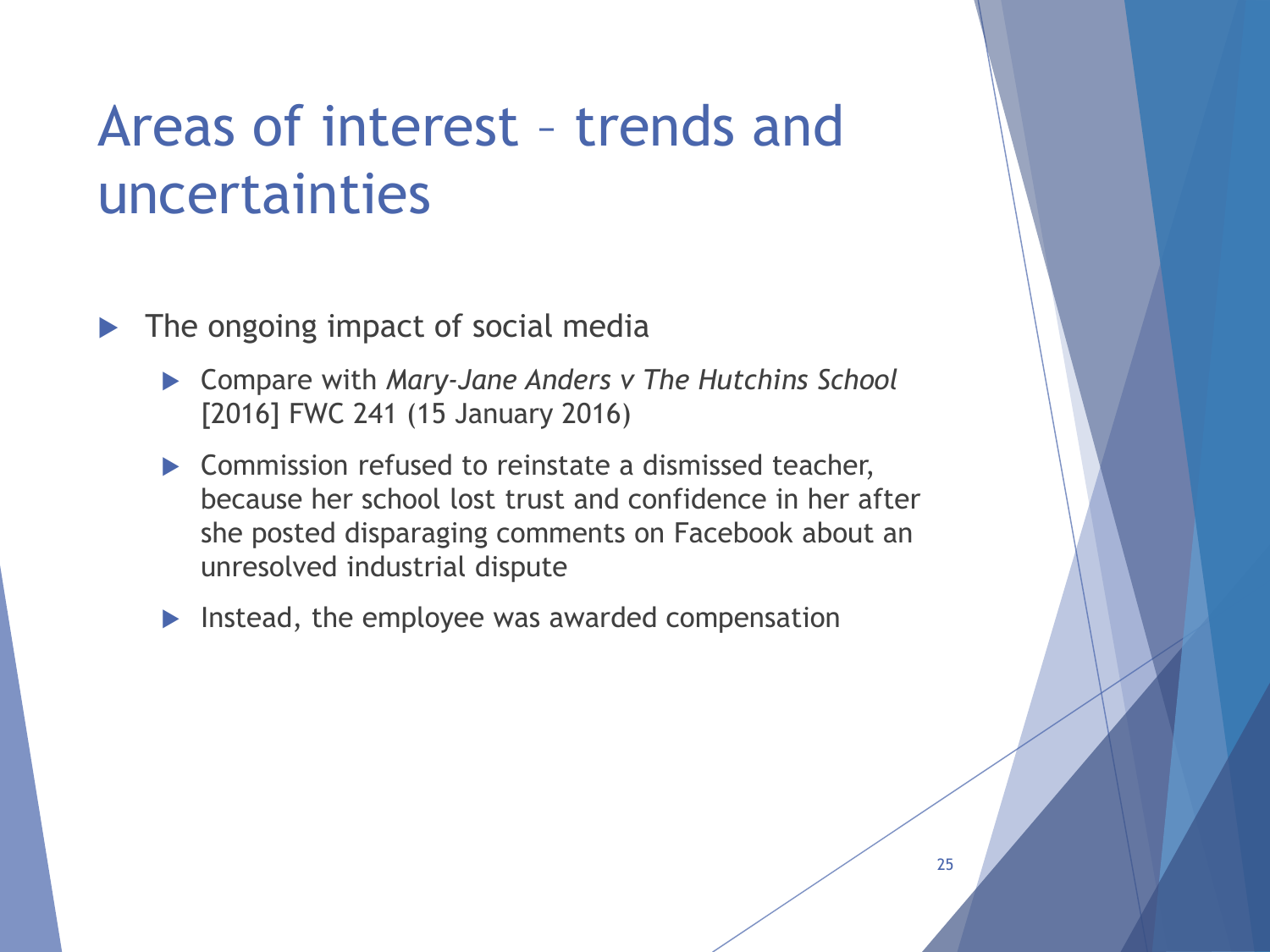# Areas of interest – trends and uncertainties

- The ongoing impact of social media
  - Compare with *Mary-Jane Anders v The Hutchins School* [2016] FWC 241 (15 January 2016)
  - Commission refused to reinstate a dismissed teacher, because her school lost trust and confidence in her after she posted disparaging comments on Facebook about an unresolved industrial dispute
  - Instead, the employee was awarded compensation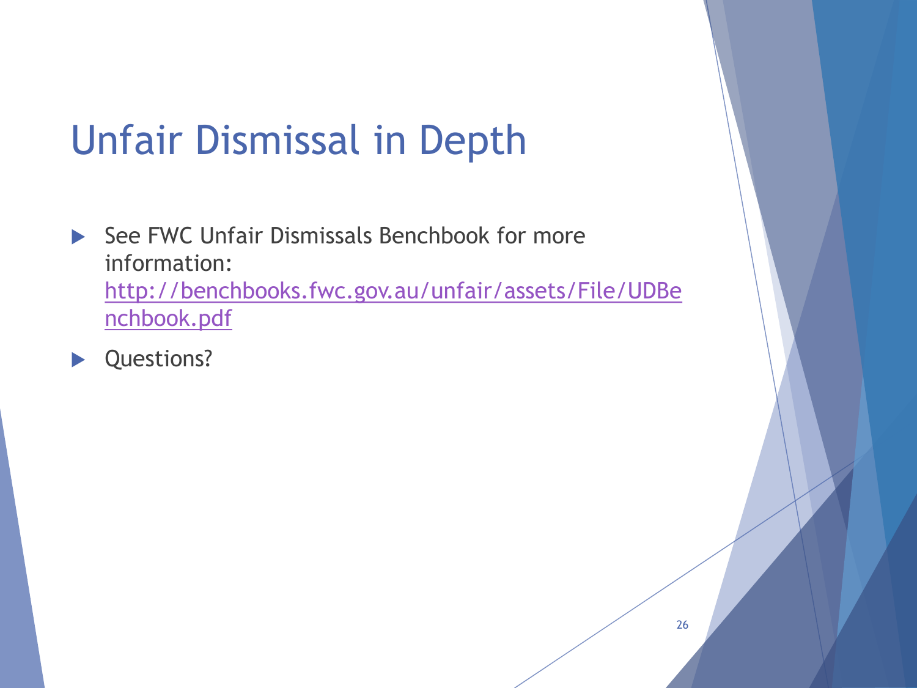# Unfair Dismissal in Depth

- See FWC Unfair Dismissals Benchbook for more information: http://benchbooks.fwc.gov.au/unfair/assets/File/UDBenchbook.pdf
- Questions?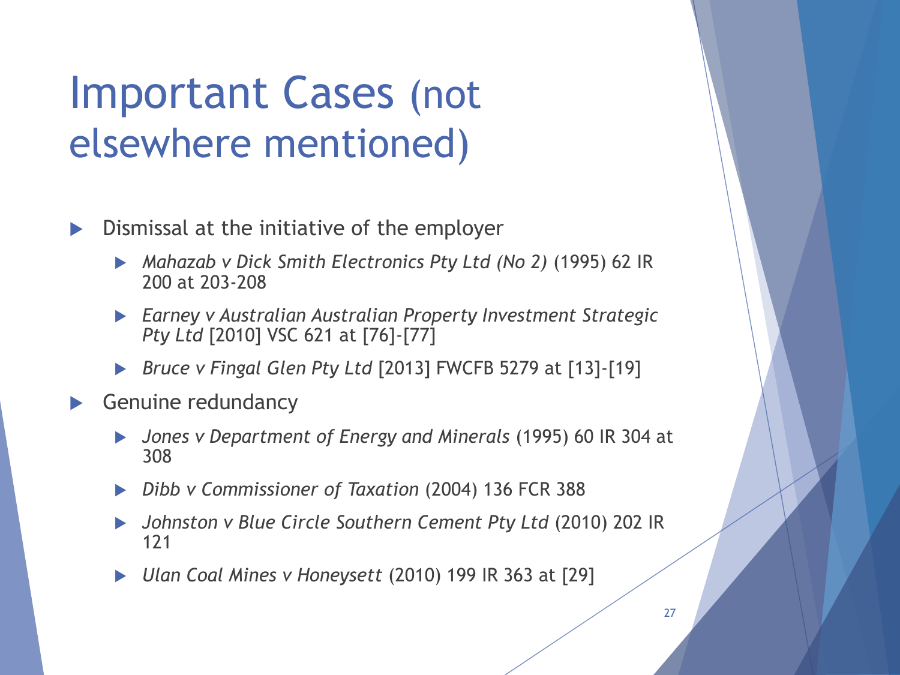# Important Cases (not elsewhere mentioned)

- Dismissal at the initiative of the employer
  - *Mahazab v Dick Smith Electronics Pty Ltd (No 2)* (1995) 62 IR 200 at 203-208
  - *Earney v Australian Australian Property Investment Strategic Pty Ltd* [2010] VSC 621 at [76]-[77]
  - *Bruce v Fingal Glen Pty Ltd* [2013] FWCFB 5279 at [13]-[19]
- Genuine redundancy
  - *Jones v Department of Energy and Minerals* (1995) 60 IR 304 at 308
  - *Dibb v Commissioner of Taxation* (2004) 136 FCR 388
  - *Johnston v Blue Circle Southern Cement Pty Ltd* (2010) 202 IR 121
  - *Ulan Coal Mines v Honeysett* (2010) 199 IR 363 at [29]